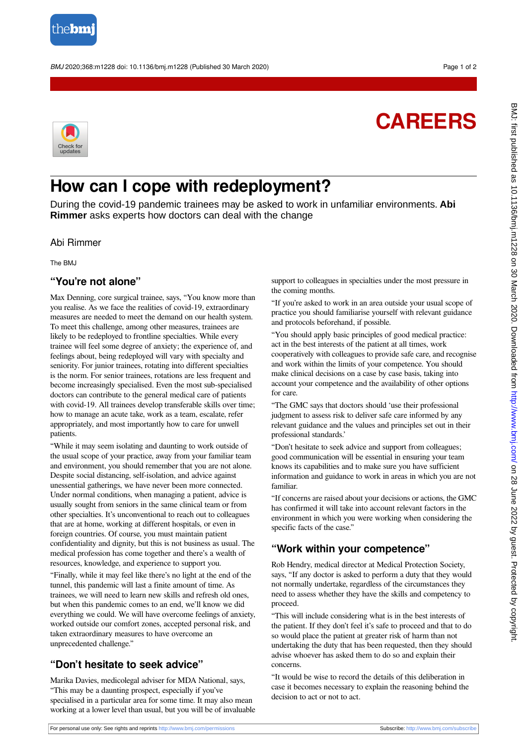# How can I cope with redeployment?

During the covid-19 pandemic trainees may be asked to work in unfamiliar environments. **Abi Rimmer** asks experts how doctors can deal with the change

Abi Rimmer

The BMJ

## "You're not alone"

Max Denning, core surgical trainee, says, "You know more than you realise. As we face the realities of covid-19, extraordinary measures are needed to meet the demand on our health system. To meet this challenge, among other measures, trainees are likely to be redeployed to frontline specialties. While every trainee will feel some degree of anxiety; the experience of, and feelings about, being redeployed will vary with specialty and seniority. For junior trainees, rotating into different specialties is the norm. For senior trainees, rotations are less frequent and become increasingly specialised. Even the most sub-specialised doctors can contribute to the general medical care of patients with covid-19. All trainees develop transferable skills over time; how to manage an acute take, work as a team, escalate, refer appropriately, and most importantly how to care for unwell patients.

"While it may seem isolating and daunting to work outside of the usual scope of your practice, away from your familiar team and environment, you should remember that you are not alone. Despite social distancing, self-isolation, and advice against unessential gatherings, we have never been more connected. Under normal conditions, when managing a patient, advice is usually sought from seniors in the same clinical team or from other specialties. It's unconventional to reach out to colleagues that are at home, working at different hospitals, or even in foreign countries. Of course, you must maintain patient confidentiality and dignity, but this is not business as usual. The medical profession has come together and there's a wealth of resources, knowledge, and experience to support you.

"Finally, while it may feel like there's no light at the end of the tunnel, this pandemic will last a finite amount of time. As trainees, we will need to learn new skills and refresh old ones, but when this pandemic comes to an end, we'll know we did everything we could. We will have overcome feelings of anxiety, worked outside our comfort zones, accepted personal risk, and taken extraordinary measures to have overcome an unprecedented challenge."

## "Don't hesitate to seek advice"

Marika Davies, medicolegal adviser for MDA National, says, "This may be a daunting prospect, especially if you've specialised in a particular area for some time. It may also mean working at a lower level than usual, but you will be of invaluable support to colleagues in specialties under the most pressure in the coming months.

"If you're asked to work in an area outside your usual scope of practice you should familiarise yourself with relevant guidance and protocols beforehand, if possible.

"You should apply basic principles of good medical practice: act in the best interests of the patient at all times, work cooperatively with colleagues to provide safe care, and recognise and work within the limits of your competence. You should make clinical decisions on a case by case basis, taking into account your competence and the availability of other options for care.

"The GMC says that doctors should 'use their professional judgment to assess risk to deliver safe care informed by any relevant guidance and the values and principles set out in their professional standards.'

"Don't hesitate to seek advice and support from colleagues; good communication will be essential in ensuring your team knows its capabilities and to make sure you have sufficient information and guidance to work in areas in which you are not familiar.

"If concerns are raised about your decisions or actions, the GMC has confirmed it will take into account relevant factors in the environment in which you were working when considering the specific facts of the case."

## "Work within your competence"

Rob Hendry, medical director at Medical Protection Society, says, "If any doctor is asked to perform a duty that they would not normally undertake, regardless of the circumstances they need to assess whether they have the skills and competency to proceed.

"This will include considering what is in the best interests of the patient. If they don't feel it's safe to proceed and that to do so would place the patient at greater risk of harm than not undertaking the duty that has been requested, then they should advise whoever has asked them to do so and explain their concerns.

"It would be wise to record the details of this deliberation in case it becomes necessary to explain the reasoning behind the decision to act or not to act.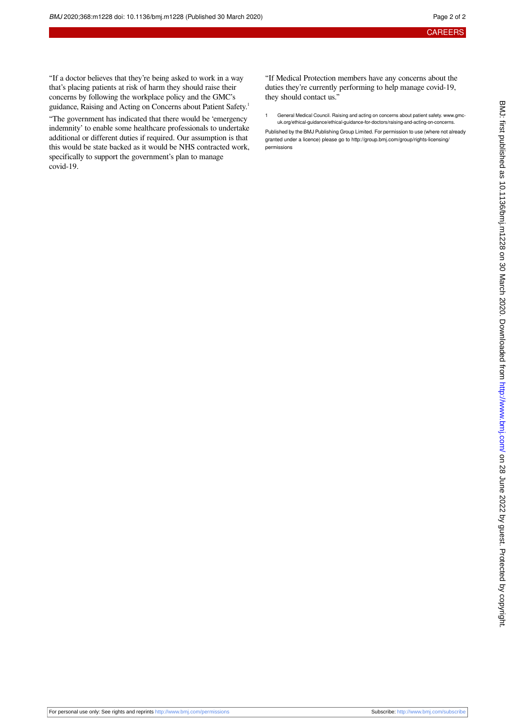"If a doctor believes that they're being asked to work in a way that's placing patients at risk of harm they should raise their concerns by following the workplace policy and the GMC's guidance, Raising and Acting on Concerns about Patient Safety.[1]

"The government has indicated that there would be 'emergency indemnity' to enable some healthcare professionals to undertake additional or different duties if required. Our assumption is that this would be state backed as it would be NHS contracted work, specifically to support the government's plan to manage covid-19.

"If Medical Protection members have any concerns about the duties they're currently performing to help manage covid-19, they should contact us."

1 General Medical Council. Raising and acting on concerns about patient safety. www.gmc-uk.org/ethical-guidance/ethical-guidance-for-doctors/raising-and-acting-on-concerns.

Published by the BMJ Publishing Group Limited. For permission to use (where not already granted under a licence) please go to http://group.bmj.com/group/rights-licensing/permissions